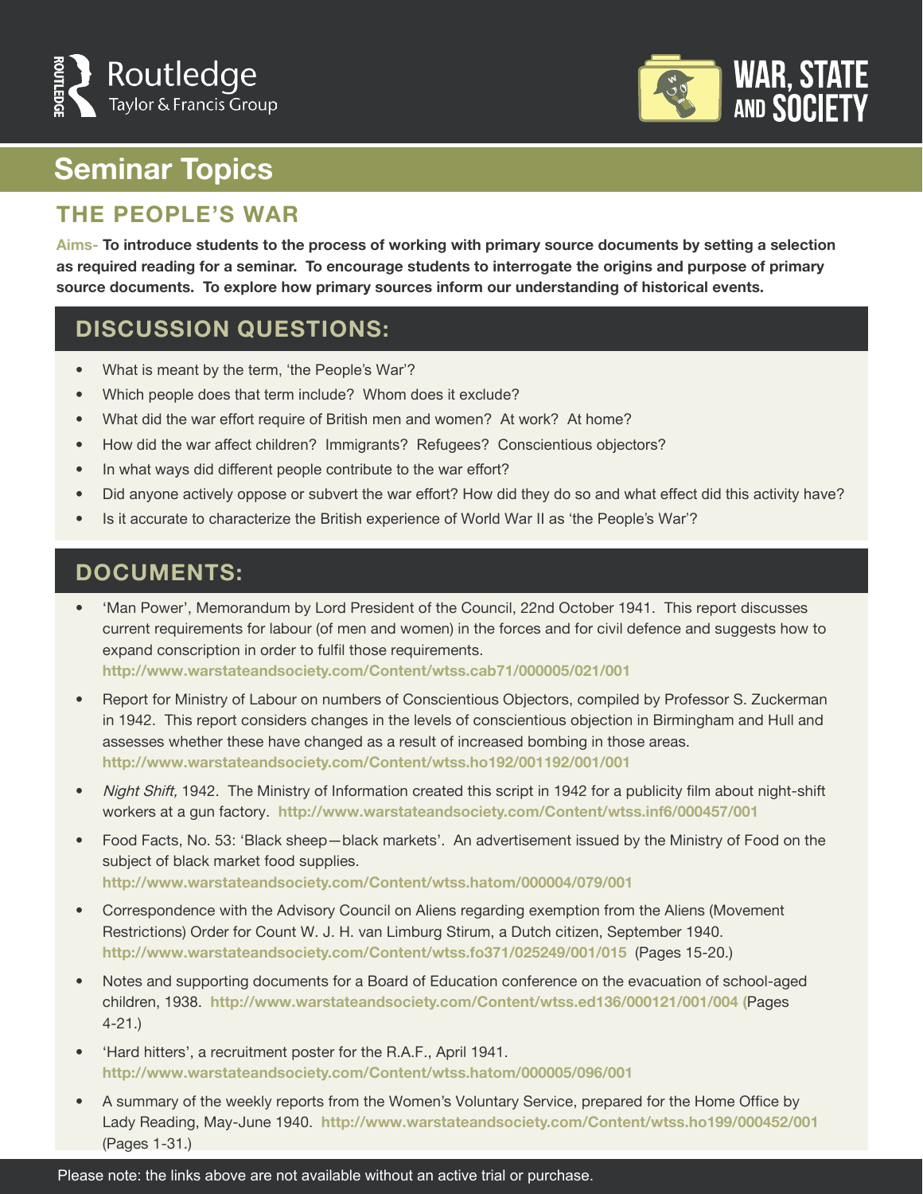Routledge
Taylor & Francis Group

WAR, STATE AND SOCIETY

# Seminar Topics

## THE PEOPLE'S WAR

**Aims-** **To introduce students to the process of working with primary source documents by setting a selection as required reading for a seminar. To encourage students to interrogate the origins and purpose of primary source documents. To explore how primary sources inform our understanding of historical events.**

## DISCUSSION QUESTIONS:

- What is meant by the term, 'the People's War'?
- Which people does that term include? Whom does it exclude?
- What did the war effort require of British men and women? At work? At home?
- How did the war affect children? Immigrants? Refugees? Conscientious objectors?
- In what ways did different people contribute to the war effort?
- Did anyone actively oppose or subvert the war effort? How did they do so and what effect did this activity have?
- Is it accurate to characterize the British experience of World War II as 'the People's War'?

## DOCUMENTS:

- 'Man Power', Memorandum by Lord President of the Council, 22nd October 1941. This report discusses current requirements for labour (of men and women) in the forces and for civil defence and suggests how to expand conscription in order to fulfil those requirements.
  **http://www.warstateandsociety.com/Content/wtss.cab71/000005/021/001**
- Report for Ministry of Labour on numbers of Conscientious Objectors, compiled by Professor S. Zuckerman in 1942. This report considers changes in the levels of conscientious objection in Birmingham and Hull and assesses whether these have changed as a result of increased bombing in those areas.
  **http://www.warstateandsociety.com/Content/wtss.ho192/001192/001/001**
- *Night Shift,* 1942. The Ministry of Information created this script in 1942 for a publicity film about night-shift workers at a gun factory. **http://www.warstateandsociety.com/Content/wtss.inf6/000457/001**
- Food Facts, No. 53: 'Black sheep—black markets'. An advertisement issued by the Ministry of Food on the subject of black market food supplies.
  **http://www.warstateandsociety.com/Content/wtss.hatom/000004/079/001**
- Correspondence with the Advisory Council on Aliens regarding exemption from the Aliens (Movement Restrictions) Order for Count W. J. H. van Limburg Stirum, a Dutch citizen, September 1940.
  **http://www.warstateandsociety.com/Content/wtss.fo371/025249/001/015** (Pages 15-20.)
- Notes and supporting documents for a Board of Education conference on the evacuation of school-aged children, 1938. **http://www.warstateandsociety.com/Content/wtss.ed136/000121/001/004** (Pages 4-21.)
- 'Hard hitters', a recruitment poster for the R.A.F., April 1941.
  **http://www.warstateandsociety.com/Content/wtss.hatom/000005/096/001**
- A summary of the weekly reports from the Women's Voluntary Service, prepared for the Home Office by Lady Reading, May-June 1940. **http://www.warstateandsociety.com/Content/wtss.ho199/000452/001** (Pages 1-31.)

Please note: the links above are not available without an active trial or purchase.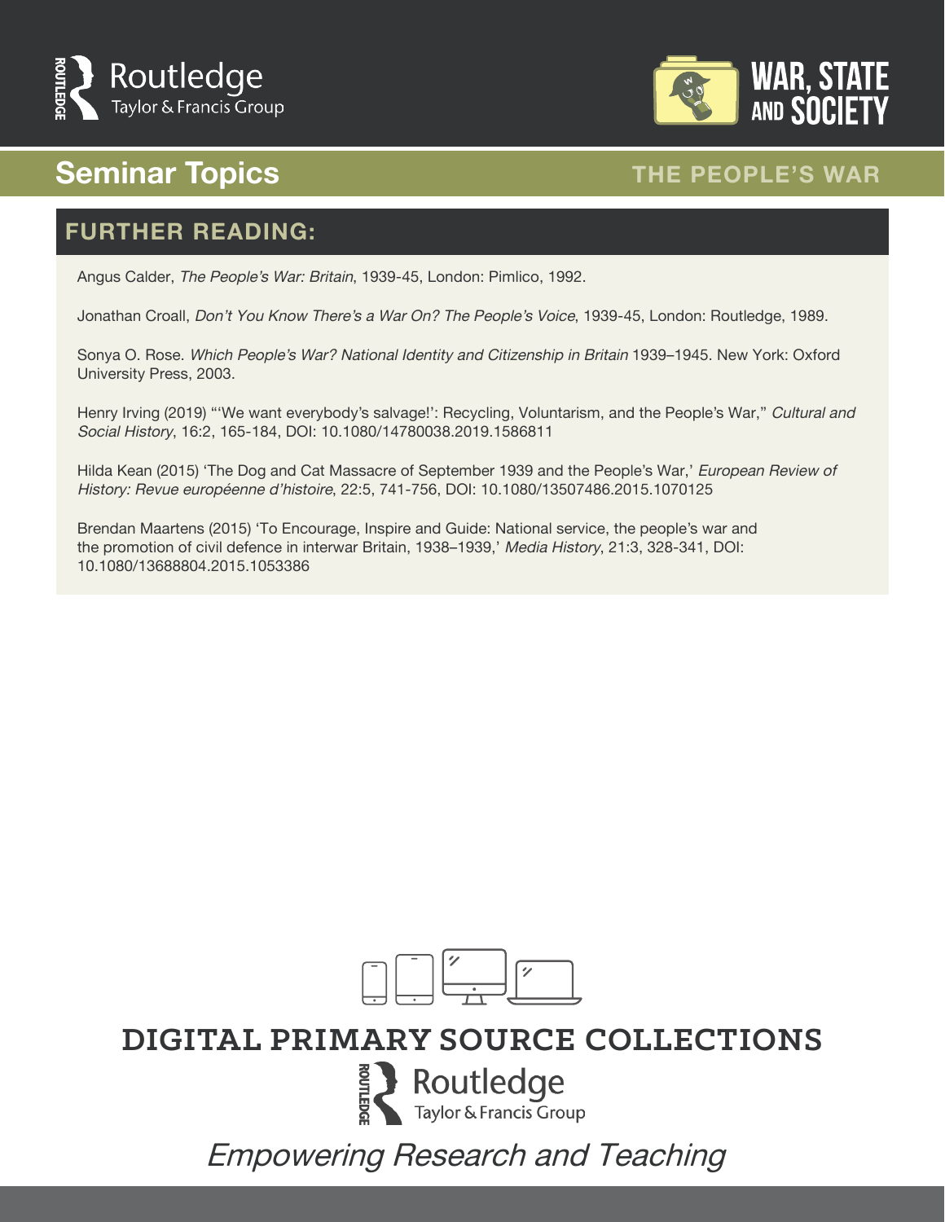# Seminar Topics

**THE PEOPLE'S WAR**

## FURTHER READING:

Angus Calder, *The People's War: Britain*, 1939-45, London: Pimlico, 1992.

Jonathan Croall, *Don't You Know There's a War On? The People's Voice*, 1939-45, London: Routledge, 1989.

Sonya O. Rose. *Which People's War? National Identity and Citizenship in Britain* 1939–1945. New York: Oxford University Press, 2003.

Henry Irving (2019) "'We want everybody's salvage!': Recycling, Voluntarism, and the People's War," *Cultural and Social History*, 16:2, 165-184, DOI: 10.1080/14780038.2019.1586811

Hilda Kean (2015) 'The Dog and Cat Massacre of September 1939 and the People's War,' *European Review of History: Revue européenne d'histoire*, 22:5, 741-756, DOI: 10.1080/13507486.2015.1070125

Brendan Maartens (2015) 'To Encourage, Inspire and Guide: National service, the people's war and the promotion of civil defence in interwar Britain, 1938–1939,' *Media History*, 21:3, 328-341, DOI: 10.1080/13688804.2015.1053386

DIGITAL PRIMARY SOURCE COLLECTIONS

Routledge Taylor & Francis Group

*Empowering Research and Teaching*